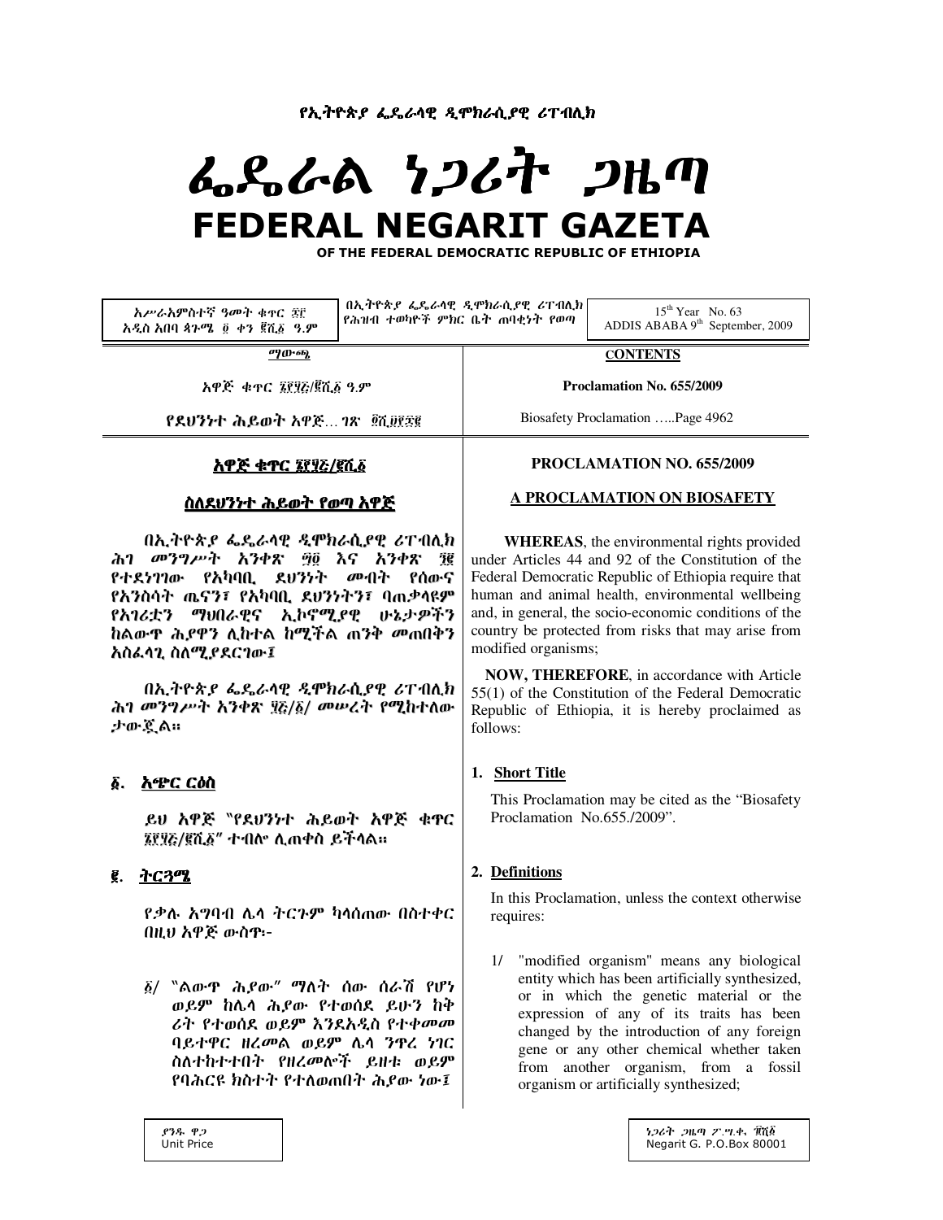የኢትዮጵያ ፌዴራላዊ ዲሞክራሲያዊ ሪፐብሊክ

# ፌዴራል ነጋሪት ጋዜጣ

# FEDERAL NEGARIT GAZETA

OF THE FEDERAL DEMOCRATIC REPUBLIC OF ETHIOPIA

| አሥራአምስተኛ ዓመት ቁጥር ፷፫ አዲስ አበባ ጳጉሜ ፬ ቀን ፪ሺ፩ ዓ.ም | በኢትዮጵያ ፌዴራላዊ ዲሞክራሲያዊ ሪፐብሊክ የሕዝብ ተወካዮች ምክር ቤት ጠባቂነት የወጣ | 15[th] Year No. 63 ADDIS ABABA 9[th] September, 2009 |
|---|---|---|

| ማውጫ | CONTENTS |
|---|---|
| አዋጅ ቁጥር ፮፻፶፭/፪ሺ፩ ዓ.ም | Proclamation No. 655/2009 |
| የደህንነት ሕይወት አዋጅ… ገጽ ፬ሺ፱፻፷፪ | Biosafety Proclamation …..Page 4962 |

## አዋጅ ቁጥር ፮፻፶፭/፪ሺ፩

## ስለደህንነት ሕይወት የወጣ አዋጅ

በኢትዮጵያ ፌዴራላዊ ዲሞክራሲያዊ ሪፐብሊክ ሕገ መንግሥት አንቀጽ ፵፬ እና አንቀጽ ፺፪ የተደነገገው የአካባቢ ደህንነት መብት የሰውና የእንስሳት ጤናን፣ የአካባቢ ደህንነትን፣ ባጠቃላዩም የአገሪቷን ማህበራዊና ኢኮኖሚያዊ ሁኔታዎችን ከልውጥ ሕያዋን ሊከተል ከሚችል ጠንቅ መጠበቅን አስፈላጊ ስለሚያደርገው፤

በኢትዮጵያ ፌዴራላዊ ዲሞክራሲያዊ ሪፐብሊክ ሕገ መንግሥት አንቀጽ ፶፭/፩/ መሠረት የሚከተለው ታውጇል።

### ፩. አጭር ርዕስ

ይህ አዋጅ "የደህንነት ሕይወት አዋጅ ቁጥር ፮፻፶፭/፪ሺ፩" ተብሎ ሊጠቀስ ይችላል።

### ፪. ትርጓሜ

የቃሉ አግባብ ሌላ ትርጉም ካላሰጠው በስተቀር በዚህ አዋጅ ውስጥ፡-

፩/ "ልውጥ ሕያው" ማለት ሰው ሰራሽ የሆነ ወይም ከሌላ ሕያው የተወሰደ ይሁን ከቅ ሪት የተወሰደ ወይም እንደአዲስ የተቀመመ ባይተዋር ዘረመል ወይም ሌላ ንጥረ ነገር ስለተከተተበት የዘረመሎች ይዘቱ ወይም የባሕርዩ ክስተት የተለወጠበት ሕያው ነው፤

## PROCLAMATION NO. 655/2009

## A PROCLAMATION ON BIOSAFETY

**WHEREAS**, the environmental rights provided under Articles 44 and 92 of the Constitution of the Federal Democratic Republic of Ethiopia require that human and animal health, environmental wellbeing and, in general, the socio-economic conditions of the country be protected from risks that may arise from modified organisms;

**NOW, THEREFORE**, in accordance with Article 55(1) of the Constitution of the Federal Democratic Republic of Ethiopia, it is hereby proclaimed as follows:

### 1. Short Title

This Proclamation may be cited as the "Biosafety Proclamation No.655./2009".

### 2. Definitions

In this Proclamation, unless the context otherwise requires:

1/ "modified organism" means any biological entity which has been artificially synthesized, or in which the genetic material or the expression of any of its traits has been changed by the introduction of any foreign gene or any other chemical whether taken from another organism, from a fossil organism or artificially synthesized;

| ያንዱ ዋጋ Unit Price | ነጋሪት ጋዜጣ ፖ.ሣ.ቁ. ፹ሺ፩ Negarit G. P.O.Box 80001 |
|---|---|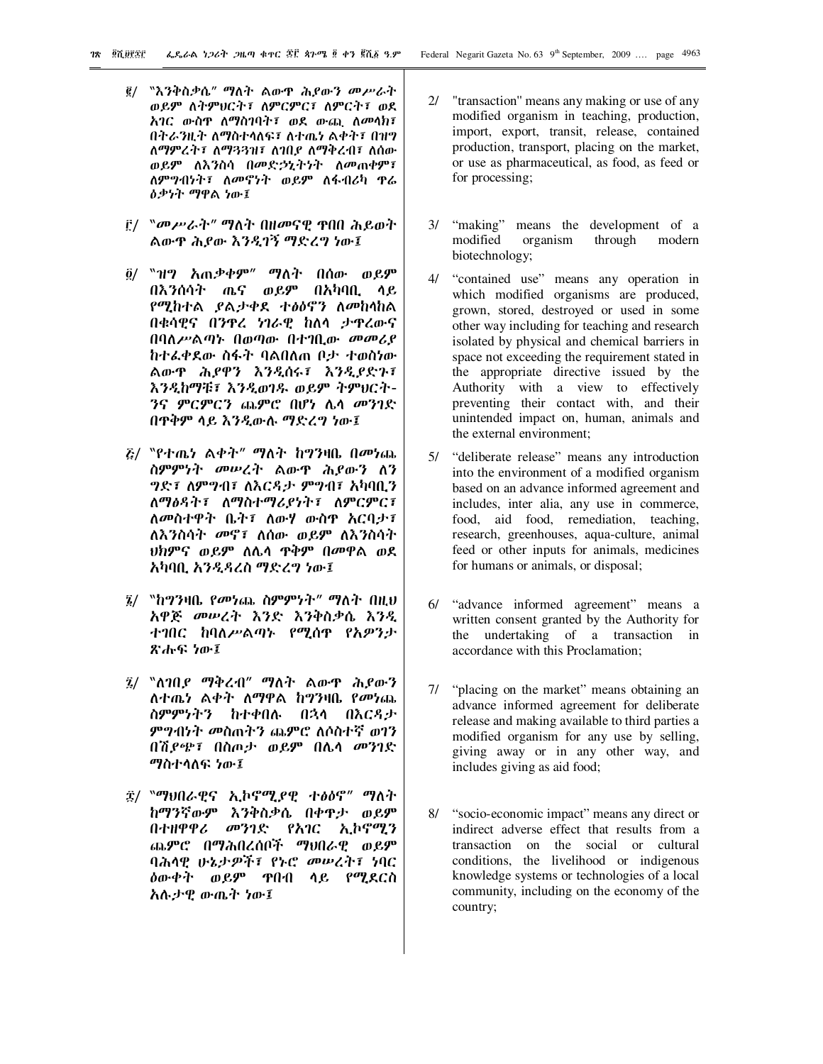፪/ "እንቅስቃሴ" ማለት ልውጥ ሕያውን መሥራት ወይም ለትምህርት፣ ለምርምር፣ ለምርት፣ ወደ አገር ውስጥ ለማስገባት፣ ወደ ውጪ ለመላክ፣ በትራንዚት ለማስተላለፍ፣ ለተጤነ ልቀት፣ በዝግ ለማምረት፣ ለማጓጓዝ፣ ለገበያ ለማቅረብ፣ ለሰው ወይም ለእንስሳ በመድኃኒትነት ለመጠቀም፣ ለምግብነት፣ ለመኖነት ወይም ለፋብሪካ ጥሬ ዕቃነት ማዋል ነው፤

፫/ "መሥራት" ማለት በዘመናዊ ጥበበ ሕይወት ልውጥ ሕያው እንዲገኝ ማድረግ ነው፤

፬/ "ዝግ አጠቃቀም" ማለት በሰው ወይም በእንሰሳት ጤና ወይም በአካባቢ ላይ የሚከተል ያልታቀደ ተፅዕኖን ለመከላከል በቁሳዊና በንጥረ ነገራዊ ከለላ ታጥረውና በባለሥልጣኑ በወጣው በተገቢው መመሪያ ከተፈቀደው ስፋት ባልበለጠ ቦታ ተወስነው ልውጥ ሕያዋን እንዲሰሩ፣ እንዲያድጉ፣ እንዲከማቹ፣ እንዲወገዱ ወይም ትምህርት-ንና ምርምርን ጨምሮ በሆነ ሌላ መንገድ በጥቅም ላይ እንዲውሉ ማድረግ ነው፤

፭/ "የተጤነ ልቀት" ማለት ከግንዛቤ በመነጨ ስምምነት መሠረት ልውጥ ሕያውን ለን ግድ፣ ለምግብ፣ ለእርዳታ ምግብ፣ አካባቢን ለማፅዳት፣ ለማስተማሪያነት፣ ለምርምር፣ ለመስተዋት ቤት፣ ለውሃ ውስጥ አርባታ፣ ለእንስሳት መኖ፣ ለሰው ወይም ለእንስሳት ህክምና ወይም ለሌላ ጥቅም በመዋል ወደ አካባቢ እንዲዳረስ ማድረግ ነው፤

፮/ "ከግንዛቤ የመነጨ ስምምነት" ማለት በዚህ አዋጅ መሠረት አንድ እንቅስቃሴ እንዲ ተገበር ከባለሥልጣኑ የሚሰጥ የአዎንታ ጽሑፍ ነው፤

፯/ "ለገበያ ማቅረብ" ማለት ልውጥ ሕያውን ለተጤነ ልቀት ለማዋል ከግንዛቤ የመነጨ ስምምነትን ከተቀበሉ በኋላ በእርዳታ ምግብነት መስጠትን ጨምሮ ለሶስተኛ ወገን በሽያጭ፣ በስጦታ ወይም በሌላ መንገድ ማስተላለፍ ነው፤

፰/ "ማህበራዊና ኢኮኖሚያዊ ተፅዕኖ" ማለት ከማንኛውም እንቅስቃሴ በቀጥታ ወይም በተዘዋዋሪ መንገድ የአገር ኢኮኖሚን ጨምሮ በማሕበረሰቦች ማህበራዊ ወይም ባሕላዊ ሁኔታዎች፣ የኑሮ መሠረት፣ ነባር ዕውቀት ወይም ጥበብ ላይ የሚደርስ አሉታዊ ውጤት ነው፤

2/ "transaction" means any making or use of any modified organism in teaching, production, import, export, transit, release, contained production, transport, placing on the market, or use as pharmaceutical, as food, as feed or for processing;

3/ "making" means the development of a modified organism through modern biotechnology;

4/ "contained use" means any operation in which modified organisms are produced, grown, stored, destroyed or used in some other way including for teaching and research isolated by physical and chemical barriers in space not exceeding the requirement stated in the appropriate directive issued by the Authority with a view to effectively preventing their contact with, and their unintended impact on, human, animals and the external environment;

5/ "deliberate release" means any introduction into the environment of a modified organism based on an advance informed agreement and includes, inter alia, any use in commerce, food, aid food, remediation, teaching, research, greenhouses, aqua-culture, animal feed or other inputs for animals, medicines for humans or animals, or disposal;

6/ "advance informed agreement" means a written consent granted by the Authority for the undertaking of a transaction in accordance with this Proclamation;

7/ "placing on the market" means obtaining an advance informed agreement for deliberate release and making available to third parties a modified organism for any use by selling, giving away or in any other way, and includes giving as aid food;

8/ "socio-economic impact" means any direct or indirect adverse effect that results from a transaction on the social or cultural conditions, the livelihood or indigenous knowledge systems or technologies of a local community, including on the economy of the country;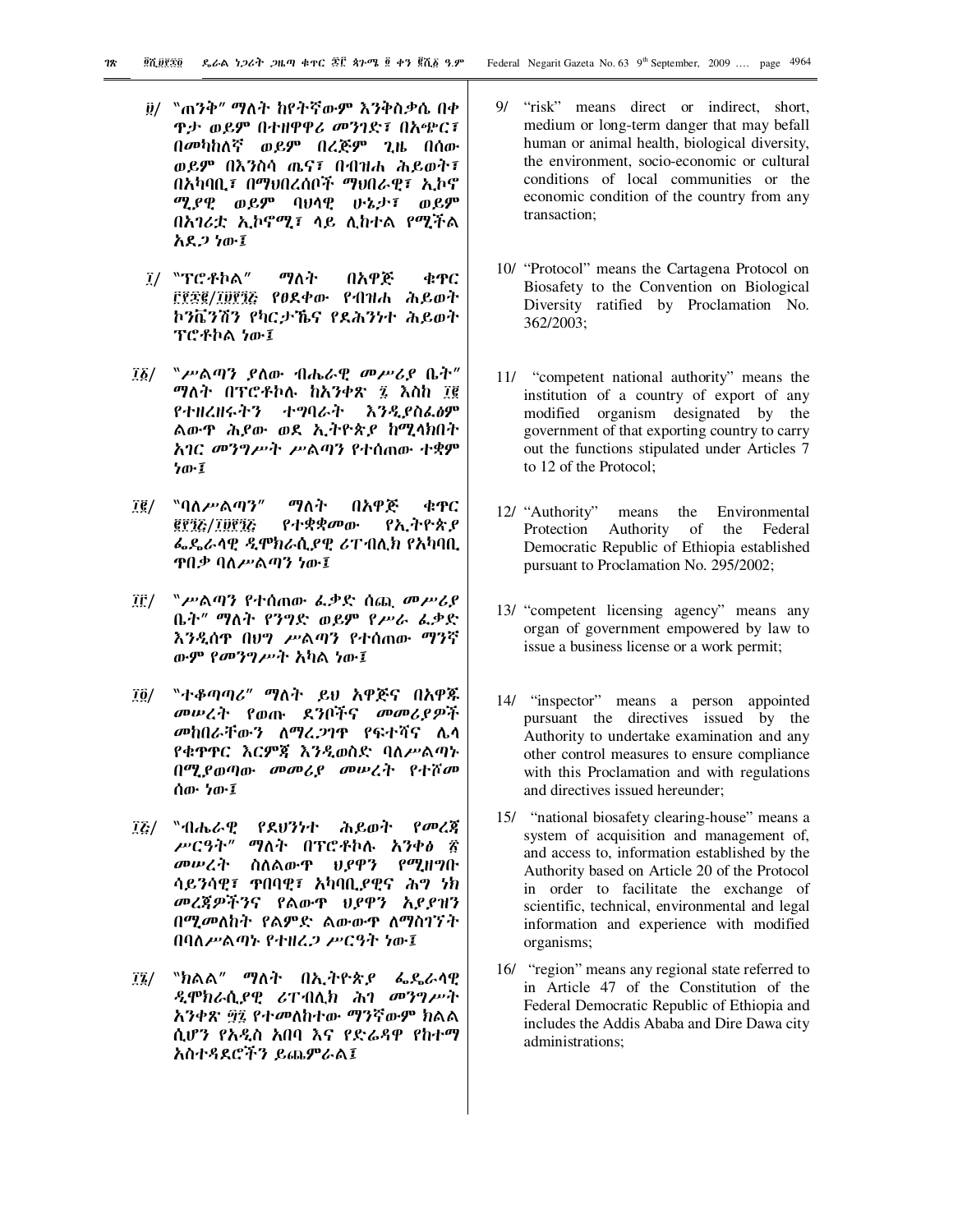፱/ "ጠንቅ" ማለት ከየትኛውም እንቅስቃሴ በቀጥታ ወይም በተዘዋዋሪ መንገድ፣ በአጭር፣ በመካከለኛ ወይም በረጅም ጊዜ በሰው ወይም በእንስሳ ጤና፣ በብዝሐ ሕይወት፣ በአካባቢ፣ በማህበረሰቦች ማህበራዊ፣ ኢኮኖሚያዊ ወይም ባህላዊ ሁኔታ፣ ወይም በአገሪቷ ኢኮኖሚ፣ ላይ ሊከተል የሚችል አደጋ ነው፤

፲/ "ፕሮቶኮል" ማለት በአዋጅ ቁጥር ፫፻፷፪/፲፱፻፺፭ የፀደቀው የብዝሐ ሕይወት ኮንቬንሽን የካርታኼና የደሕንነተ ሕይወት ፕሮቶኮል ነው፤

፲፩/ "ሥልጣን ያለው ብሔራዊ መሥሪያ ቤት" ማለት በፕሮቶኮሉ ከአንቀጽ ፯ እስከ ፲፪ የተዘረዘሩትን ተግባራት እንዲያስፈፅም ልውጥ ሕያው ወደ ኢትዮጵያ ከሚላክበት አገር መንግሥት ሥልጣን የተሰጠው ተቋም ነው፤

፲፪/ "ባለሥልጣን" ማለት በአዋጅ ቁጥር ፪፻፺፭/፲፱፻፺፭ የተቋቋመው የኢትዮጵያ ፌዴራላዊ ዲሞክራሲያዊ ሪፐብሊክ የአካባቢ ጥበቃ ባለሥልጣን ነው፤

፲፫/ "ሥልጣን የተሰጠው ፈቃድ ሰጪ መሥሪያ ቤት" ማለት የንግድ ወይም የሥራ ፈቃድ እንዲሰጥ በህግ ሥልጣን የተሰጠው ማንኛውም የመንግሥት አካል ነው፤

፲፬/ "ተቆጣጣሪ" ማለት ይህ አዋጅና በአዋጁ መሠረት የወጡ ደንቦችና መመሪያዎች መከበራቸውን ለማረጋገጥ የፍተሻና ሌላ የቁጥጥር እርምጃ እንዲወስድ ባለሥልጣኑ በሚያወጣው መመሪያ መሠረት የተሾመ ሰው ነው፤

፲፭/ "ብሔራዊ የደህንነተ ሕይወት የመረጃ ሥርዓት" ማለት በፕሮቶኮሉ አንቀፅ ፳ መሠረት ስለልውጥ ህያዋን የሚዘግቡ ሳይንሳዊ፣ ጥበባዊ፣ አካባቢያዊና ሕግ ነክ መረጃዎችንና የልውጥ ህያዋን አያያዝን በሚመለከት የልምድ ልውውጥ ለማስገኘት በባለሥልጣኑ የተዘረጋ ሥርዓት ነው፤

፲፮/ "ክልል" ማለት በኢትዮጵያ ፌዴራላዊ ዲሞክራሲያዊ ሪፐብሊክ ሕገ መንግሥት አንቀጽ ፵፯ የተመለከተው ማንኛውም ክልል ሲሆን የአዲስ አበባ እና የድሬዳዋ የከተማ አስተዳደሮችን ይጨምራል፤

9/ "risk" means direct or indirect, short, medium or long-term danger that may befall human or animal health, biological diversity, the environment, socio-economic or cultural conditions of local communities or the economic condition of the country from any transaction;

10/ "Protocol" means the Cartagena Protocol on Biosafety to the Convention on Biological Diversity ratified by Proclamation No. 362/2003;

11/ "competent national authority" means the institution of a country of export of any modified organism designated by the government of that exporting country to carry out the functions stipulated under Articles 7 to 12 of the Protocol;

12/ "Authority" means the Environmental Protection Authority of the Federal Democratic Republic of Ethiopia established pursuant to Proclamation No. 295/2002;

13/ "competent licensing agency" means any organ of government empowered by law to issue a business license or a work permit;

14/ "inspector" means a person appointed pursuant the directives issued by the Authority to undertake examination and any other control measures to ensure compliance with this Proclamation and with regulations and directives issued hereunder;

15/ "national biosafety clearing-house" means a system of acquisition and management of, and access to, information established by the Authority based on Article 20 of the Protocol in order to facilitate the exchange of scientific, technical, environmental and legal information and experience with modified organisms;

16/ "region" means any regional state referred to in Article 47 of the Constitution of the Federal Democratic Republic of Ethiopia and includes the Addis Ababa and Dire Dawa city administrations;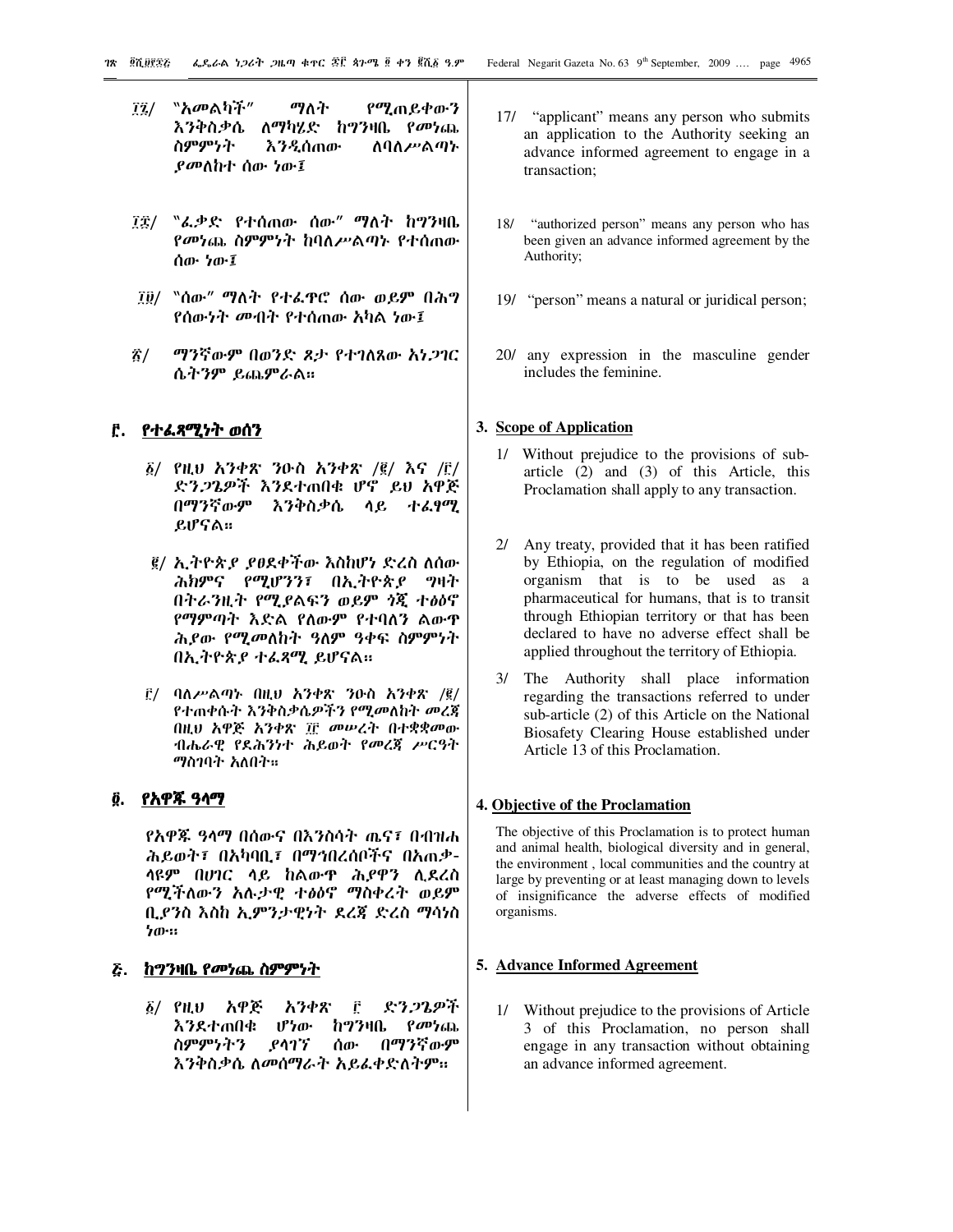፲፯/ "አመልካች" ማለት የሚጠይቀውን እንቅስቃሴ ለማካሄድ ከግንዛቤ የመነጨ ስምምነት እንዲሰጠው ለባለሥልጣኑ ያመለከተ ሰው ነው፤

፲፰/ "ፈቃድ የተሰጠው ሰው" ማለት ከግንዛቤ የመነጨ ስምምነት ከባለሥልጣኑ የተሰጠው ሰው ነው፤

፲፱/ "ሰው" ማለት የተፈጥሮ ሰው ወይም በሕግ የሰውነት መብት የተሰጠው አካል ነው፤

፳/ ማንኛውም በወንድ ጾታ የተገለጸው አነጋገር ሴትንም ይጨምራል።

## ፫. የተፈጻሚነት ወሰን

፩/ የዚህ አንቀጽ ንዑስ አንቀጽ /፪/ እና /፫/ ድንጋጌዎች እንደተጠበቁ ሆኖ ይህ አዋጅ በማንኛውም እንቅስቃሴ ላይ ተፈፃሚ ይሆናል።

፪/ ኢትዮጵያ ያፀደቀችው እስከሆነ ድረስ ለሰው ሕክምና የሚሆንን፣ በኢትዮጵያ ግዛት በትራንዚት የሚያልፍን ወይም ጎጂ ተፅዕኖ የማምጣት እድል የለውም የተባለን ልውጥ ሕያው የሚመለከት ዓለም ዓቀፍ ስምምነት በኢትዮጵያ ተፈጻሚ ይሆናል።

፫/ ባለሥልጣኑ በዚህ አንቀጽ ንዑስ አንቀጽ /፪/ የተጠቀሱት እንቅስቃሴዎችን የሚመለከት መረጃ በዚህ አዋጅ አንቀጽ ፲፫ መሠረት በተቋቋመው ብሔራዊ የደሕንነተ ሕይወት የመረጃ ሥርዓት ማስገባት አለበት።

## ፬. የአዋጁ ዓላማ

የአዋጁ ዓላማ በሰውና በእንስሳት ጤና፣ በብዝሐ ሕይወት፣ በአካባቢ፣ በማኅበረሰቦችና በአጠቃላዩም በሀገር ላይ ከልውጥ ሕያዋን ሊደረስ የሚችለውን አሉታዊ ተፅዕኖ ማስቀረት ወይም ቢያንስ እስከ ኢምንታዊነት ደረጃ ድረስ ማሳነስ ነው።

## ፭. ከግንዛቤ የመነጨ ስምምነት

፩/ የዚህ አዋጅ አንቀጽ ፫ ድንጋጌዎች እንደተጠበቁ ሆነው ከግንዛቤ የመነጨ ስምምነትን ያላገኘ ሰው በማንኛውም እንቅስቃሴ ለመሰማራት አይፈቀድለትም።

17/ "applicant" means any person who submits an application to the Authority seeking an advance informed agreement to engage in a transaction;

18/ "authorized person" means any person who has been given an advance informed agreement by the Authority;

19/ "person" means a natural or juridical person;

20/ any expression in the masculine gender includes the feminine.

## 3. Scope of Application

1/ Without prejudice to the provisions of sub-article (2) and (3) of this Article, this Proclamation shall apply to any transaction.

2/ Any treaty, provided that it has been ratified by Ethiopia, on the regulation of modified organism that is to be used as a pharmaceutical for humans, that is to transit through Ethiopian territory or that has been declared to have no adverse effect shall be applied throughout the territory of Ethiopia.

3/ The Authority shall place information regarding the transactions referred to under sub-article (2) of this Article on the National Biosafety Clearing House established under Article 13 of this Proclamation.

## 4. Objective of the Proclamation

The objective of this Proclamation is to protect human and animal health, biological diversity and in general, the environment , local communities and the country at large by preventing or at least managing down to levels of insignificance the adverse effects of modified organisms.

## 5. Advance Informed Agreement

1/ Without prejudice to the provisions of Article 3 of this Proclamation, no person shall engage in any transaction without obtaining an advance informed agreement.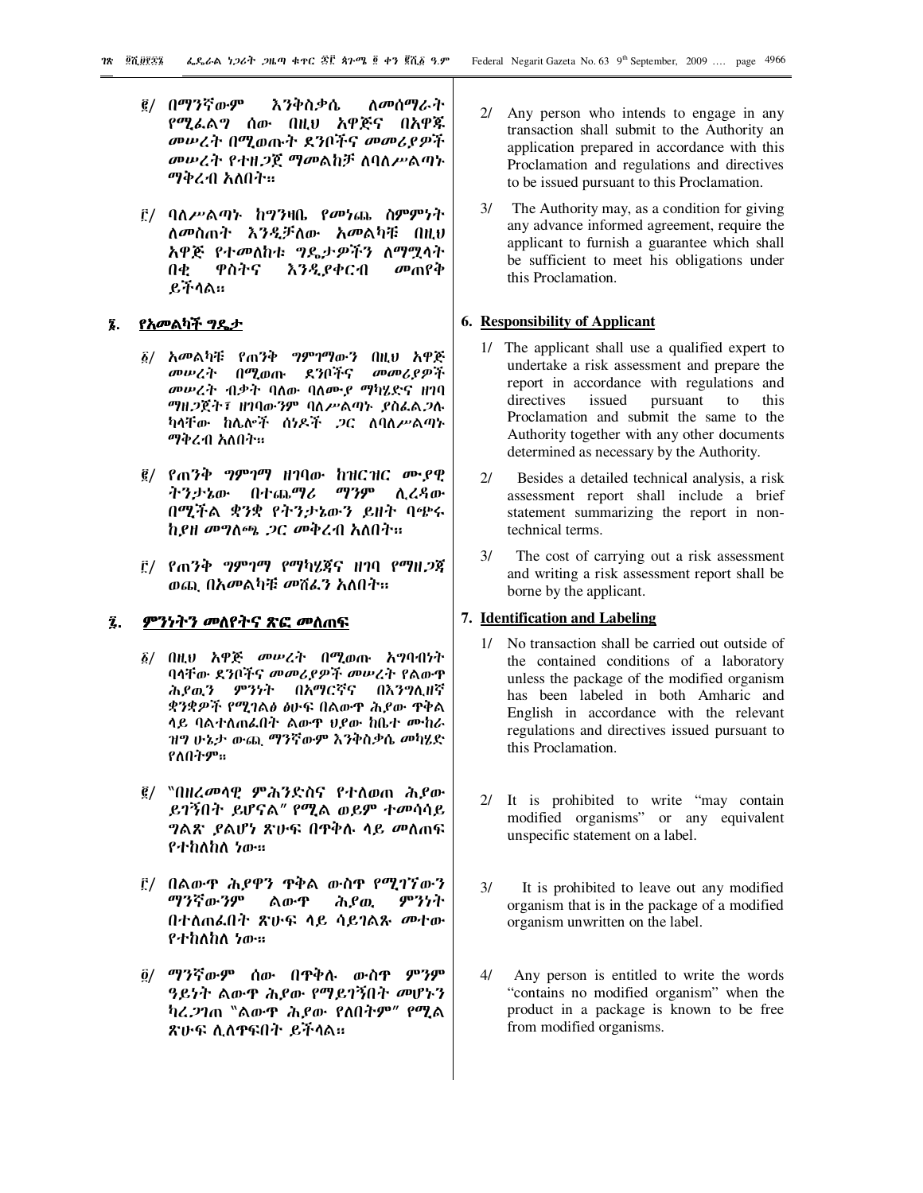፪/ በማንኛውም እንቅስቃሴ ለመሰማራት የሚፈልግ ሰው በዚህ አዋጅና በአዋጁ መሠረት በሚወጡት ደንቦችና መመሪያዎች መሠረት የተዘጋጀ ማመልከቻ ለባለሥልጣኑ ማቅረብ አለበት።

፫/ ባለሥልጣኑ ከግንዛቤ የመነጨ ስምምነት ለመስጠት እንዲቻለው አመልካቹ በዚህ አዋጅ የተመለከቱ ግዴታዎችን ለማሟላት በቂ ዋስትና እንዲያቀርብ መጠየቅ ይችላል።

## ፮. የአመልካች ግዴታ

፩/ አመልካቹ የጠንቅ ግምገማውን በዚህ አዋጅ መሠረት በሚወጡ ደንቦችና መመሪያዎች መሠረት ብቃት ባለው ባለሙያ ማካሄድና ዘገባ ማዘጋጀት፣ ዘገባውንም ባለሥልጣኑ ያስፈልጋሉ ካላቸው ከሌሎች ሰነዶች ጋር ለባለሥልጣኑ ማቅረብ አለበት።

፪/ የጠንቅ ግምገማ ዘገባው ከዝርዝር ሙያዊ ትንታኔው በተጨማሪ ማንም ሊረዳው በሚችል ቋንቋ የትንታኔውን ይዘት ባጭሩ ከያዘ መግለጫ ጋር መቅረብ አለበት።

፫/ የጠንቅ ግምገማ የማካሄጃና ዘገባ የማዘጋጃ ወጪ በአመልካቹ መሸፈን አለበት።

## ፯. ምንነትን መለየትና ጽፎ መለጠፍ

፩/ በዚህ አዋጅ መሠረት በሚወጡ አግባብነት ባላቸው ደንቦችና መመሪያዎች መሠረት የልውጥ ሕያዉን ምንነት በአማርኛና በእንግሊዘኛ ቋንቋዎች የሚገልፅ ፅሁፍ በልውጥ ሕያው ጥቅል ላይ ባልተለጠፈበት ልውጥ ህያው ከቤተ ሙከራ ዝግ ሁኔታ ውጪ ማንኛውም እንቅስቃሴ መካሄድ የለበትም።

፪/ "በዘረመላዊ ምሕንድስና የተለወጠ ሕያው ይገኝበት ይሆናል" የሚል ወይም ተመሳሳይ ግልጽ ያልሆነ ጽሁፍ በጥቅሉ ላይ መለጠፍ የተከለከለ ነው።

፫/ በልውጥ ሕያዋን ጥቅል ውስጥ የሚገኘውን ማንኛውንም ልውጥ ሕያዉ ምንነት በተለጠፈበት ጽሁፍ ላይ ሳይገልጹ መተው የተከለከለ ነው።

፬/ ማንኛውም ሰው በጥቅሉ ውስጥ ምንም ዓይነት ልውጥ ሕያው የማይገኝበት መሆኑን ካረጋገጠ "ልውጥ ሕያው የለበትም" የሚል ጽሁፍ ሊለጥፍበት ይችላል።

2/ Any person who intends to engage in any transaction shall submit to the Authority an application prepared in accordance with this Proclamation and regulations and directives to be issued pursuant to this Proclamation.

3/ The Authority may, as a condition for giving any advance informed agreement, require the applicant to furnish a guarantee which shall be sufficient to meet his obligations under this Proclamation.

## 6. Responsibility of Applicant

1/ The applicant shall use a qualified expert to undertake a risk assessment and prepare the report in accordance with regulations and directives issued pursuant to this Proclamation and submit the same to the Authority together with any other documents determined as necessary by the Authority.

2/ Besides a detailed technical analysis, a risk assessment report shall include a brief statement summarizing the report in non-technical terms.

3/ The cost of carrying out a risk assessment and writing a risk assessment report shall be borne by the applicant.

## 7. Identification and Labeling

1/ No transaction shall be carried out outside of the contained conditions of a laboratory unless the package of the modified organism has been labeled in both Amharic and English in accordance with the relevant regulations and directives issued pursuant to this Proclamation.

2/ It is prohibited to write "may contain modified organisms" or any equivalent unspecific statement on a label.

3/ It is prohibited to leave out any modified organism that is in the package of a modified organism unwritten on the label.

4/ Any person is entitled to write the words "contains no modified organism" when the product in a package is known to be free from modified organisms.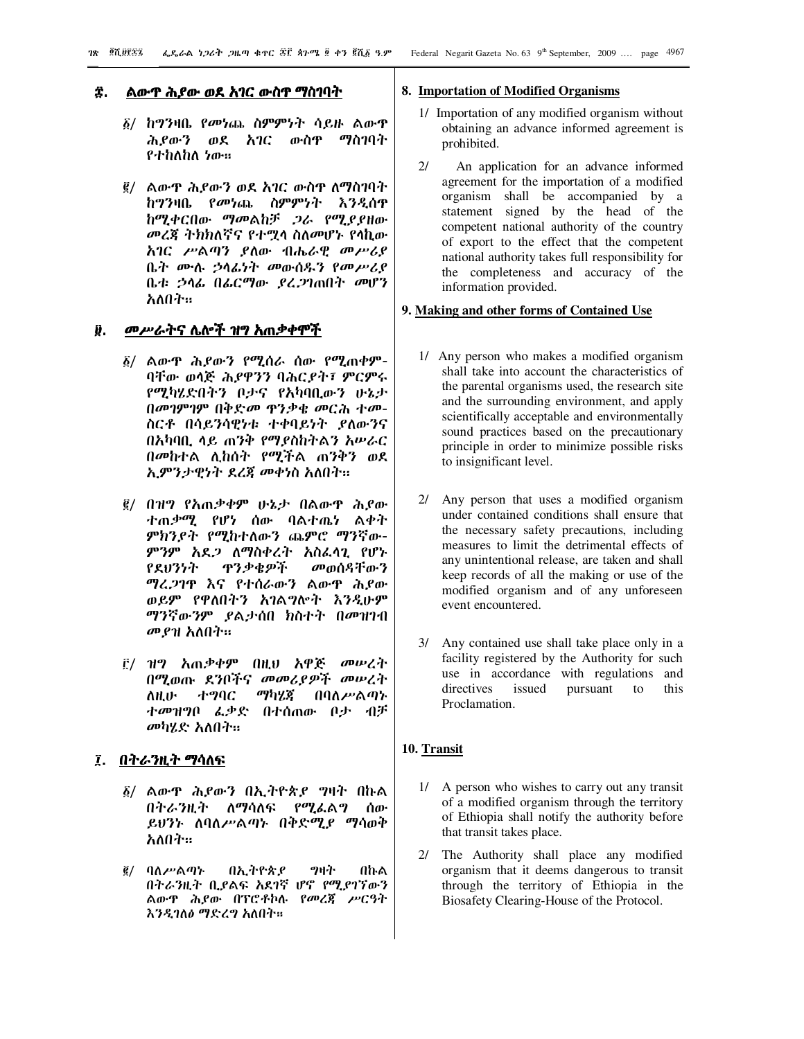## ፰. ልውጥ ሕያው ወደ አገር ውስጥ ማስገባት

፩/ ከግንዛቤ የመነጨ ስምምነት ሳይዙ ልውጥ ሕያውን ወደ አገር ውስጥ ማስገባት የተከለከለ ነው።

፪/ ልውጥ ሕያውን ወደ አገር ውስጥ ለማስገባት ከግንዛቤ የመነጨ ስምምነት እንዲሰጥ ከሚቀርበው ማመልከቻ ጋራ የሚያያዘው መረጃ ትክክለኛና የተሟላ ስለመሆኑ የላኪው አገር ሥልጣን ያለው ብሔራዊ መሥሪያ ቤት ሙሉ ኃላፊነት መውሰዱን የመሥሪያ ቤቱ ኃላፊ በፊርማው ያረጋገጠበት መሆን አለበት።

## ፱. መሥራትና ሌሎች ዝግ አጠቃቀሞች

፩/ ልውጥ ሕያውን የሚሰራ ሰው የሚጠቀም-ባቸው ወላጅ ሕያዋንን ባሕርያት፣ ምርምሩ የሚካሄድበትን ቦታና የአካባቢውን ሁኔታ በመገምገም በቅድመ ጥንቃቄ መርሕ ተመ-ስርቶ በሳይንሳዊነቱ ተቀባይነት ያለውንና በአካባቢ ላይ ጠንቅ የማያስከትልን አሠራር በመከተል ሊከሰት የሚችል ጠንቅን ወደ ኢምንታዊነት ደረጃ መቀነስ አለበት።

፪/ በዝግ የአጠቃቀም ሁኔታ በልውጥ ሕያው ተጠቃሚ የሆነ ሰው ባልተጨነ ልቀት ምክንያት የሚከተለውን ጨምሮ ማንኛው-ምንም አደጋ ለማስቀረት አስፈላጊ የሆኑ የደህንነት ጥንቃቄዎች መወሰዳቸውን ማረጋገጥ እና የተሰራውን ልውጥ ሕያው ወይም የዋለበትን አገልግሎት እንዲሁም ማንኛውንም ያልታሰበ ክስተት በመዝገብ መያዝ አለበት።

፫/ ዝግ አጠቃቀም በዚህ አዋጅ መሠረት በሚወጡ ደንቦችና መመሪያዎች መሠረት ለዚሁ ተግባር ማካሄጃ በባለሥልጣኑ ተመዝግቦ ፈቃድ በተሰጠው ቦታ ብቻ መካሄድ አለበት።

## ፲. በትራንዚት ማሳለፍ

፩/ ልውጥ ሕያውን በኢትዮጵያ ግዛት በኩል በትራንዚት ለማሳለፍ የሚፈልግ ሰው ይህንኑ ለባለሥልጣኑ በቅድሚያ ማሳወቅ አለበት።

፪/ ባለሥልጣኑ በኢትዮጵያ ግዛት በኩል በትራንዚት ቢያልፍ አደገኛ ሆኖ የሚያገኘውን ልውጥ ሕያው በፕሮቶኮሉ የመረጃ ሥርዓት እንዲገለፅ ማድረግ አለበት።

## 8. Importation of Modified Organisms

1/ Importation of any modified organism without obtaining an advance informed agreement is prohibited.

2/ An application for an advance informed agreement for the importation of a modified organism shall be accompanied by a statement signed by the head of the competent national authority of the country of export to the effect that the competent national authority takes full responsibility for the completeness and accuracy of the information provided.

## 9. Making and other forms of Contained Use

1/ Any person who makes a modified organism shall take into account the characteristics of the parental organisms used, the research site and the surrounding environment, and apply scientifically acceptable and environmentally sound practices based on the precautionary principle in order to minimize possible risks to insignificant level.

2/ Any person that uses a modified organism under contained conditions shall ensure that the necessary safety precautions, including measures to limit the detrimental effects of any unintentional release, are taken and shall keep records of all the making or use of the modified organism and of any unforeseen event encountered.

3/ Any contained use shall take place only in a facility registered by the Authority for such use in accordance with regulations and directives issued pursuant to this Proclamation.

## 10. Transit

1/ A person who wishes to carry out any transit of a modified organism through the territory of Ethiopia shall notify the authority before that transit takes place.

2/ The Authority shall place any modified organism that it deems dangerous to transit through the territory of Ethiopia in the Biosafety Clearing-House of the Protocol.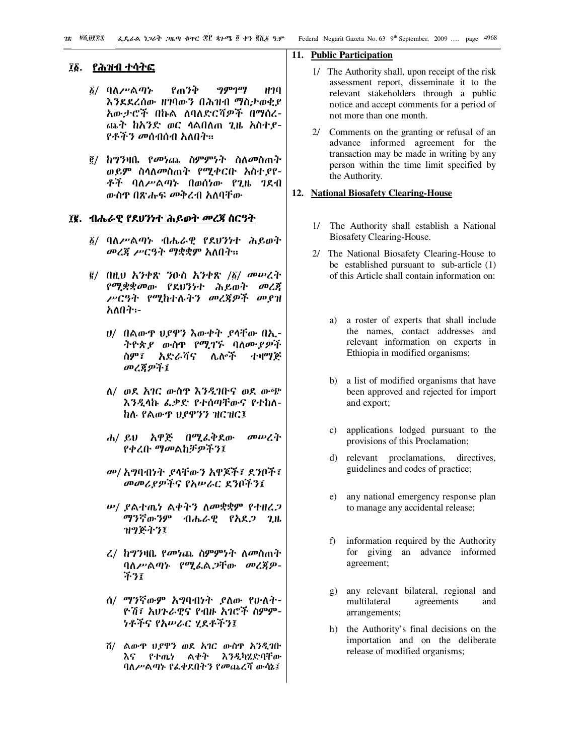## ፲፩. የሕዝብ ተሳትፎ

፩/ ባለሥልጣኑ የጠንቅ ግምገማ ዘገባ እንደደረሰው ዘገባውን በሕዝብ ማስታወቂያ አውታሮች በኩል ለባለድርሻዎች በማሰራጨት ከአንድ ወር ላልበለጠ ጊዜ አስተያየቶችን መሰብሰብ አለበት።

፪/ ከግንዛቤ የመነጨ ስምምነት ስለመስጠት ወይም ስላለመስጠት የሚቀርቡ አስተያየቶች ባለሥልጣኑ በወሰነው የጊዜ ገደብ ውስጥ በጽሑፍ መቅረብ አለባቸው

## ፲፪. ብሔራዊ የደህንነተ ሕይወት መረጃ ስርዓት

፩/ ባለሥልጣኑ ብሔራዊ የደህንነተ ሕይወት መረጃ ሥርዓት ማቋቋም አለበት።

፪/ በዚህ አንቀጽ ንዑስ አንቀጽ /፩/ መሠረት የሚቋቋመው የደህንነተ ሕይወት መረጃ ሥርዓት የሚከተሉትን መረጃዎች መያዝ አለበት፡-

ሀ/ በልውጥ ህያዋን እውቀት ያላቸው በኢትዮጵያ ውስጥ የሚገኙ ባለሙያዎች ስም፣ አድራሻና ሌሎች ተዛማጅ መረጃዎች፤

ለ/ ወደ አገር ውስጥ እንዲገቡና ወደ ውጭ እንዲላኩ ፈቃድ የተሰጣቸውና የተከለከሉ የልውጥ ህያዋንን ዝርዝር፤

ሐ/ ይህ አዋጅ በሚፈቅደው መሠረት የቀረቡ ማመልከቻዎችን፤

መ/ አግባብነት ያላቸውን አዋጆች፣ ደንቦች፣ መመሪያዎችና የአሠራር ደንቦችን፤

ሠ/ ያልተጤነ ልቀትን ለመቋቋም የተዘረጋ ማንኛውንም ብሔራዊ የአደጋ ጊዜ ዝግጅትን፤

ረ/ ከግንዛቤ የመነጨ ስምምነት ለመስጠት ባለሥልጣኑ የሚፈልጋቸው መረጃዎችን፤

ሰ/ ማንኛውም አግባብነት ያለው የሁለትዮሽ፣ አህጉራዊና የብዙ አገሮች ስምምነቶችና የአሠራር ሂደቶችን፤

ሸ/ ልውጥ ህያዋን ወደ አገር ውስጥ እንዲገቡ እና የተጤነ ልቀት እንዲካሄድባቸው ባለሥልጣኑ የፈቀደበትን የመጨረሻ ውሳኔ፤

## 11. Public Participation

1/ The Authority shall, upon receipt of the risk assessment report, disseminate it to the relevant stakeholders through a public notice and accept comments for a period of not more than one month.

2/ Comments on the granting or refusal of an advance informed agreement for the transaction may be made in writing by any person within the time limit specified by the Authority.

## 12. National Biosafety Clearing-House

1/ The Authority shall establish a National Biosafety Clearing-House.

2/ The National Biosafety Clearing-House to be established pursuant to sub-article (1) of this Article shall contain information on:

a) a roster of experts that shall include the names, contact addresses and relevant information on experts in Ethiopia in modified organisms;

b) a list of modified organisms that have been approved and rejected for import and export;

c) applications lodged pursuant to the provisions of this Proclamation;

d) relevant proclamations, directives, guidelines and codes of practice;

e) any national emergency response plan to manage any accidental release;

f) information required by the Authority for giving an advance informed agreement;

g) any relevant bilateral, regional and multilateral agreements and arrangements;

h) the Authority's final decisions on the importation and on the deliberate release of modified organisms;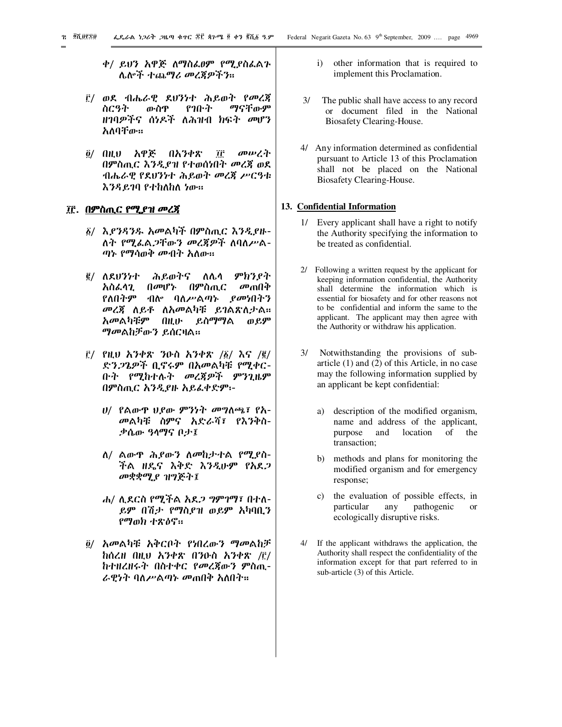ቀ/ ይህን አዋጅ ለማስፈፀም የሚያስፈልጉ ሌሎች ተጨማሪ መረጃዎችን።

፫/ ወደ ብሔራዊ ደህንነተ ሕይወት የመረጃ ስርዓት ውስጥ የገቡት ማናቸውም ዘገባዎችና ሰነዶች ለሕዝብ ክፍት መሆን አለባቸው።

፬/ በዚህ አዋጅ በአንቀጽ ፲፫ መሠረት በምስጢር እንዲያዝ የተወሰነበት መረጃ ወደ ብሔራዊ የደህንነተ ሕይወት መረጃ ሥርዓቱ እንዳይገባ የተከለከለ ነው።

## ፲፫. በምስጢር የሚያዝ መረጃ

፩/ እያንዳንዱ አመልካች በምስጢር እንዲያዙ- ለት የሚፈልጋቸውን መረጃዎች ለባለሥል- ጣኑ የማሳወቅ መብት አለው።

፪/ ለደህንነተ ሕይወትና ለሌላ ምክንያት አስፈላጊ በመሆኑ በምስጢር መጠበቅ የለበትም ብሎ ባለሥልጣኑ ያመነበትን መረጃ ለይቶ ለአመልካቹ ይገልጽለታል። አመልካቹም በዚሁ ይስማማል ወይም ማመልከቻውን ይሰርዛል።

፫/ የዚህ አንቀጽ ንዑስ አንቀጽ /፩/ እና /፪/ ድንጋጌዎች ቢኖሩም በአመልካቹ የሚቀር- ቡት የሚከተሉት መረጃዎች ምንጊዜም በምስጢር እንዲያዙ አይፈቀድም፡-

ሀ/ የልውጥ ህያው ምንነት መግለጫ፣ የአ- መልካቹ ስምና አድራሻ፣ የእንቅስ- ቃሴው ዓላማና ቦታ፤

ለ/ ልውጥ ሕያውን ለመከታተል የሚያስ- ችል ዘዴና እቅድ እንዲሁም የአደጋ መቋቋሚያ ዝግጅት፤

ሐ/ ሊደርስ የሚችል አደጋ ግምገማ፣ በተለ- ይም በሽታ የማስያዝ ወይም አካባቢን የማወክ ተጽዕኖ።

፬/ አመልካቹ አቅርቦት የነበረውን ማመልከቻ ከሰረዘ በዚህ አንቀጽ በንዑስ አንቀጽ /፫/ ከተዘረዘሩት በስተቀር የመረጃውን ምስጢ- ራዊነት ባለሥልጣኑ መጠበቅ አለበት።

i) other information that is required to implement this Proclamation.

3/ The public shall have access to any record or document filed in the National Biosafety Clearing-House.

4/ Any information determined as confidential pursuant to Article 13 of this Proclamation shall not be placed on the National Biosafety Clearing-House.

## 13. Confidential Information

1/ Every applicant shall have a right to notify the Authority specifying the information to be treated as confidential.

2/ Following a written request by the applicant for keeping information confidential, the Authority shall determine the information which is essential for biosafety and for other reasons not to be confidential and inform the same to the applicant. The applicant may then agree with the Authority or withdraw his application.

3/ Notwithstanding the provisions of sub-article (1) and (2) of this Article, in no case may the following information supplied by an applicant be kept confidential:

a) description of the modified organism, name and address of the applicant, purpose and location of the transaction;

b) methods and plans for monitoring the modified organism and for emergency response;

c) the evaluation of possible effects, in particular any pathogenic or ecologically disruptive risks.

4/ If the applicant withdraws the application, the Authority shall respect the confidentiality of the information except for that part referred to in sub-article (3) of this Article.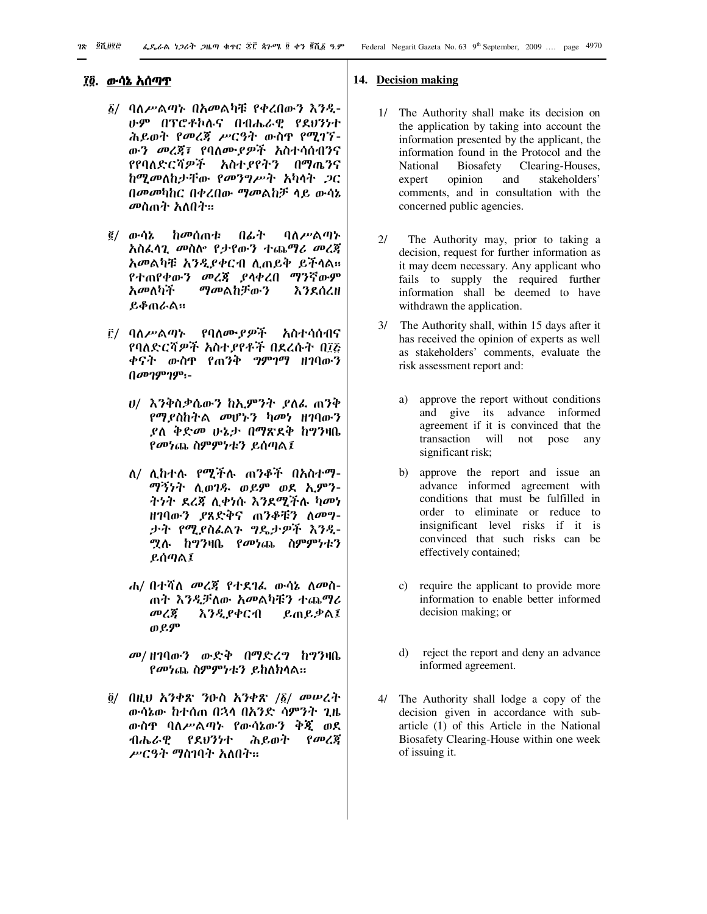## ፲፬. ውሳኔ አሰጣጥ

፩/ ባለሥልጣኑ በአመልካቹ የቀረበውን እንዲሁም በፕሮቶኮሉና በብሔራዊ የደህንነተ ሕይወት የመረጃ ሥርዓት ውስጥ የሚገኘውን መረጃ፣ የባለሙያዎች አስተሳሰብንና የየባለድርሻዎች አስተያየትን በማጤንና ከሚመለከታቸው የመንግሥት አካላት ጋር በመመካከር በቀረበው ማመልከቻ ላይ ውሳኔ መስጠት አለበት።

፪/ ውሳኔ ከመሰጠቱ በፊት ባለሥልጣኑ አስፈላጊ መስሎ የታየውን ተጨማሪ መረጃ አመልካቹ እንዲያቀርብ ሊጠይቅ ይችላል። የተጠየቀውን መረጃ ያላቀረበ ማንኛውም አመለካች ማመልከቻውን እንደሰረዘ ይቆጠራል።

፫/ ባለሥልጣኑ የባለሙያዎች አስተሳሰብና የባለድርሻዎች አስተያየቶች በደረሱት በ፲፭ ቀናት ውስጥ የጠንቅ ግምገማ ዘገባውን በመገምገም፦

ሀ/ እንቅስቃሴውን ከኢምንት ያለፈ ጠንቅ የማያስከትል መሆኑን ካመነ ዘገባውን ያለ ቅድመ ሁኔታ በማጽደቅ ከግንዛቤ የመነጨ ስምምነቱን ይሰጣል፤

ለ/ ሊከተሉ የሚችሉ ጠንቆች በአስተማማኝነት ሊወገዱ ወይም ወደ ኢምንትነት ደረጃ ሊቀነሱ እንደሚችሉ ካመነ ዘገባውን ያጸድቅና ጠንቆቹን ለመግታት የሚያስፈልጉ ግዴታዎች እንዲሟሉ ከግንዛቤ የመነጨ ስምምነቱን ይሰጣል፤

ሐ/ በተሻለ መረጃ የተደገፈ ውሳኔ ለመስጠት እንዲቻለው አመልካቹን ተጨማሪ መረጃ እንዲያቀርብ ይጠይቃል፤ ወይም

መ/ ዘገባውን ውድቅ በማድረግ ከግንዛቤ የመነጨ ስምምነቱን ይከለክላል።

፬/ በዚህ አንቀጽ ንዑስ አንቀጽ /፩/ መሠረት ውሳኔው ከተሰጠ በኋላ በአንድ ሳምንት ጊዜ ውስጥ ባለሥልጣኑ የውሳኔውን ቅጂ ወደ ብሔራዊ የደህንነተ ሕይወት የመረጃ ሥርዓት ማስገባት አለበት።

## 14. Decision making

1/ The Authority shall make its decision on the application by taking into account the information presented by the applicant, the information found in the Protocol and the National Biosafety Clearing-Houses, expert opinion and stakeholders' comments, and in consultation with the concerned public agencies.

2/ The Authority may, prior to taking a decision, request for further information as it may deem necessary. Any applicant who fails to supply the required further information shall be deemed to have withdrawn the application.

3/ The Authority shall, within 15 days after it has received the opinion of experts as well as stakeholders' comments, evaluate the risk assessment report and:

a) approve the report without conditions and give its advance informed agreement if it is convinced that the transaction will not pose any significant risk;

b) approve the report and issue an advance informed agreement with conditions that must be fulfilled in order to eliminate or reduce to insignificant level risks if it is convinced that such risks can be effectively contained;

c) require the applicant to provide more information to enable better informed decision making; or

d) reject the report and deny an advance informed agreement.

4/ The Authority shall lodge a copy of the decision given in accordance with sub-article (1) of this Article in the National Biosafety Clearing-House within one week of issuing it.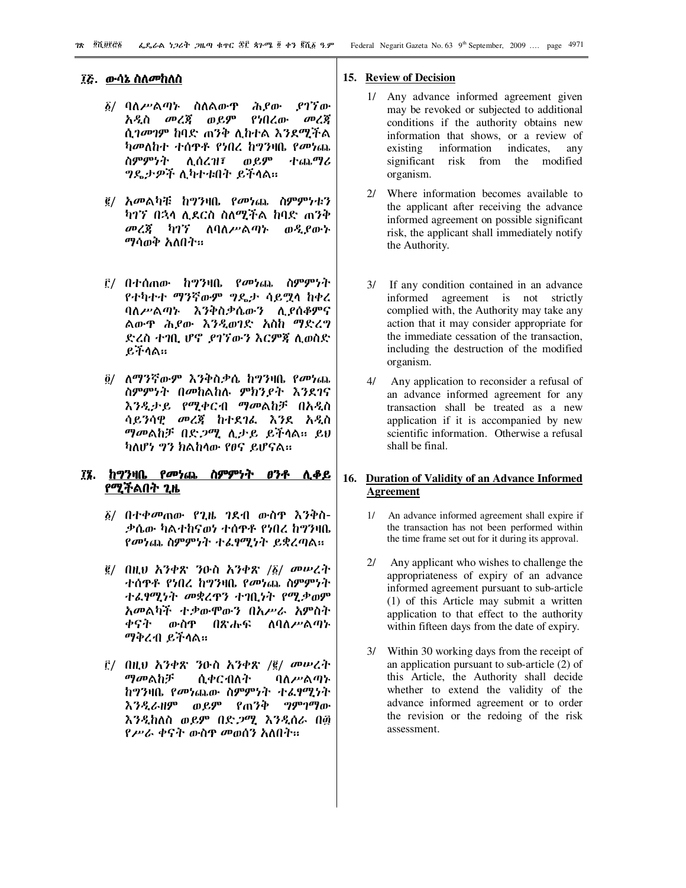## ፲፭. ውሳኔ ስለመከለስ

፩/ ባለሥልጣኑ ስለልውጥ ሕያው ያገኘው አዲስ መረጃ ወይም የነበረው መረጃ ሲገመገም ከባድ ጠንቅ ሊከተል እንደሚችል ካመለከተ ተሰጥቶ የነበረ ከግንዛቤ የመነጨ ስምምነት ሊሰረዝ፣ ወይም ተጨማሪ ግዴታዎች ሊካተቱበት ይችላል።

፪/ አመልካቹ ከግንዛቤ የመነጨ ስምምነቱን ካገኘ በኋላ ሊደርስ ስለሚችል ከባድ ጠንቅ መረጃ ካገኘ ለባለሥልጣኑ ወዲያውኑ ማሳወቅ አለበት።

፫/ በተሰጠው ከግንዛቤ የመነጨ ስምምነት የተካተተ ማንኛውም ግዴታ ሳይሟላ ከቀረ ባለሥልጣኑ እንቅስቃሴውን ሊያሰቆምና ልውጥ ሕያው እንዲወገድ እስከ ማድረግ ድረስ ተገቢ ሆኖ ያገኘውን እርምጃ ሊወስድ ይችላል።

፬/ ለማንኛውም እንቅስቃሴ ከግንዛቤ የመነጨ ስምምነት በመከልከሉ ምክንያት እንደገና እንዲታይ የሚቀርብ ማመልከቻ በአዲስ ሳይንሳዊ መረጃ ከተደገፈ እንደ አዲስ ማመልከቻ በድጋሚ ሊታይ ይችላል። ይህ ካለሆነ ግን ክልከላው የፀና ይሆናል።

## ፲፮. ከግንዛቤ የመነጨ ስምምነት ፀንቶ ሊቆይ የሚችልበት ጊዜ

፩/ በተቀመጠው የጊዜ ገደብ ውስጥ እንቅስቃሴው ካልተከናወነ ተሰጥቶ የነበረ ከግንዛቤ የመነጨ ስምምነት ተፈፃሚነት ይቋረጣል።

፪/ በዚህ አንቀጽ ንዑስ አንቀጽ /፩/ መሠረት ተሰጥቶ የነበረ ከግንዛቤ የመነጨ ስምምነት ተፈፃሚነት መቋረጥን ተገቢነት የሚቃወም አመልካች ተቃውሞውን በአሥራ አምስት ቀናት ውስጥ በጽሑፍ ለባለሥልጣኑ ማቅረብ ይችላል።

፫/ በዚህ አንቀጽ ንዑስ አንቀጽ /፪/ መሠረት ማመልከቻ ሲቀርብለት ባለሥልጣኑ ከግንዛቤ የመነጨው ስምምነት ተፈፃሚነት እንዲራዘም ወይም የጠንቅ ግምገማው እንዲከለስ ወይም በድጋሚ እንዲሰራ በ፴ የሥራ ቀናት ውስጥ መወሰን አለበት።

## 15. Review of Decision

1/ Any advance informed agreement given may be revoked or subjected to additional conditions if the authority obtains new information that shows, or a review of existing information indicates, any significant risk from the modified organism.

2/ Where information becomes available to the applicant after receiving the advance informed agreement on possible significant risk, the applicant shall immediately notify the Authority.

3/ If any condition contained in an advance informed agreement is not strictly complied with, the Authority may take any action that it may consider appropriate for the immediate cessation of the transaction, including the destruction of the modified organism.

4/ Any application to reconsider a refusal of an advance informed agreement for any transaction shall be treated as a new application if it is accompanied by new scientific information. Otherwise a refusal shall be final.

## 16. Duration of Validity of an Advance Informed Agreement

1/ An advance informed agreement shall expire if the transaction has not been performed within the time frame set out for it during its approval.

2/ Any applicant who wishes to challenge the appropriateness of expiry of an advance informed agreement pursuant to sub-article (1) of this Article may submit a written application to that effect to the authority within fifteen days from the date of expiry.

3/ Within 30 working days from the receipt of an application pursuant to sub-article (2) of this Article, the Authority shall decide whether to extend the validity of the advance informed agreement or to order the revision or the redoing of the risk assessment.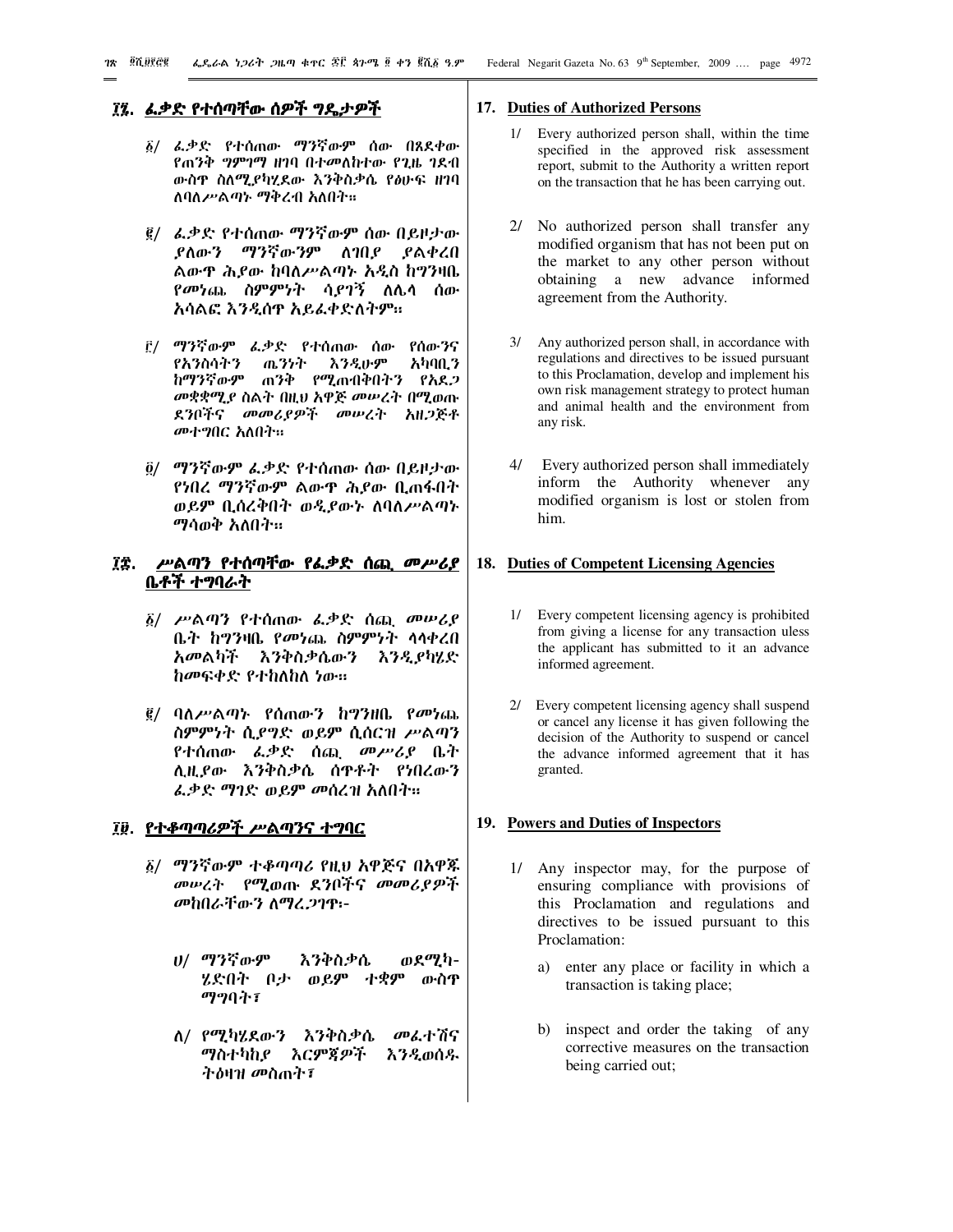## ፲፯. ፈቃድ የተሰጣቸው ሰዎች ግዴታዎች

፩/ ፈቃድ የተሰጠው ማንኛውም ሰው በጸደቀው የጠንቅ ግምገማ ዘገባ በተመለከተው የጊዜ ገደብ ውስጥ ስለሚያካሂደው እንቅስቃሴ የፅሁፍ ዘገባ ለባለሥልጣኑ ማቅረብ አለበት።

፪/ ፈቃድ የተሰጠው ማንኛውም ሰው በይዞታው ያለውን ማንኛውንም ለገበያ ያልቀረበ ልውጥ ሕያው ከባለሥልጣኑ አዲስ ከግንዛቤ የመነጨ ስምምነት ሳያገኝ ለሌላ ሰው አሳልፎ እንዲሰጥ አይፈቀድለትም።

፫/ ማንኛውም ፈቃድ የተሰጠው ሰው የሰውንና የእንስሳትን ጤንነት እንዲሁም አካባቢን ከማንኛውም ጠንቅ የሚጠብቅበትን የአደጋ መቋቋሚያ ስልት በዚህ አዋጅ መሠረት በሚወጡ ደንቦችና መመሪያዎች መሠረት አዘጋጅቶ መተግበር አለበት።

፬/ ማንኛውም ፈቃድ የተሰጠው ሰው በይዞታው የነበረ ማንኛውም ልውጥ ሕያው ቢጠፋበት ወይም ቢሰረቅበት ወዲያውኑ ለባለሥልጣኑ ማሳወቅ አለበት።

## ፲፰. ሥልጣን የተሰጣቸው የፈቃድ ሰጪ መሥሪያ ቤቶች ተግባራት

፩/ ሥልጣን የተሰጠው ፈቃድ ሰጪ መሥሪያ ቤት ከግንዛቤ የመነጨ ስምምነት ላላቀረበ አመልካች እንቅስቃሴውን እንዲያካሂድ ከመፍቀድ የተከለከለ ነው።

፪/ ባለሥልጣኑ የሰጠውን ከግንዛቤ የመነጨ ስምምነት ሲያግድ ወይም ሲሰርዝ ሥልጣን የተሰጠው ፈቃድ ሰጪ መሥሪያ ቤት ሊዚያው እንቅስቃሴ ሰጥቶት የነበረውን ፈቃድ ማገድ ወይም መሰረዝ አለበት።

## ፲፱. የተቆጣጣሪዎች ሥልጣንና ተግባር

፩/ ማንኛውም ተቆጣጣሪ የዚህ አዋጅና በአዋጁ መሠረት የሚወጡ ደንቦችና መመሪያዎች መከበራቸውን ለማረጋገጥ፦

ሀ/ ማንኛውም እንቅስቃሴ ወደሚካሄድበት ቦታ ወይም ተቋም ውስጥ ማግባት፣

ለ/ የሚካሄደውን እንቅስቃሴ መፈተሽና ማስተካከያ እርምጃዎች እንዲወሰዱ ትዕዛዝ መስጠት፣

## 17. Duties of Authorized Persons

1/ Every authorized person shall, within the time specified in the approved risk assessment report, submit to the Authority a written report on the transaction that he has been carrying out.

2/ No authorized person shall transfer any modified organism that has not been put on the market to any other person without obtaining a new advance informed agreement from the Authority.

3/ Any authorized person shall, in accordance with regulations and directives to be issued pursuant to this Proclamation, develop and implement his own risk management strategy to protect human and animal health and the environment from any risk.

4/ Every authorized person shall immediately inform the Authority whenever any modified organism is lost or stolen from him.

## 18. Duties of Competent Licensing Agencies

1/ Every competent licensing agency is prohibited from giving a license for any transaction uless the applicant has submitted to it an advance informed agreement.

2/ Every competent licensing agency shall suspend or cancel any license it has given following the decision of the Authority to suspend or cancel the advance informed agreement that it has granted.

## 19. Powers and Duties of Inspectors

1/ Any inspector may, for the purpose of ensuring compliance with provisions of this Proclamation and regulations and directives to be issued pursuant to this Proclamation:

a) enter any place or facility in which a transaction is taking place;

b) inspect and order the taking of any corrective measures on the transaction being carried out;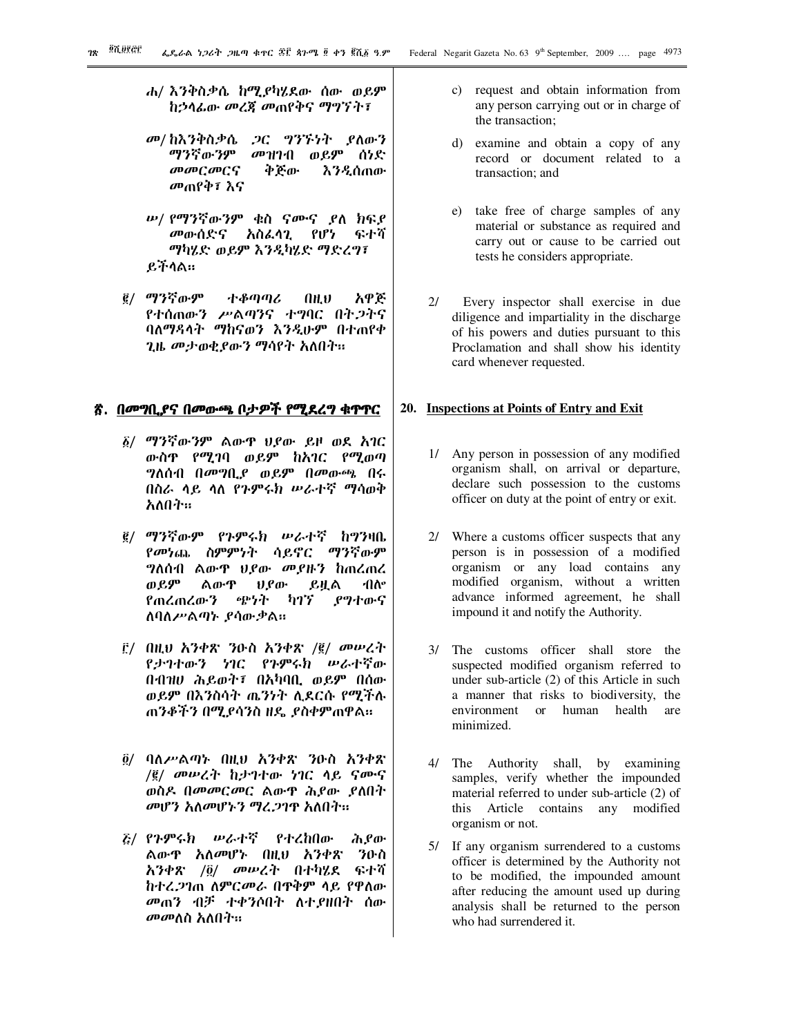ሐ/ እንቅስቃሴ ከሚያካሂደው ሰው ወይም ከኃላፊው መረጃ መጠየቅና ማግኘት፣

መ/ ከእንቅስቃሴ ጋር ግንኙነት ያለውን ማንኛውንም መዝገብ ወይም ሰነድ መመርመርና ቅጅው እንዲሰጠው መጠየቅ፣ እና

ሠ/ የማንኛውንም ቁስ ናሙና ያለ ክፍያ መውሰድና አስፈላጊ የሆነ ፍተሻ ማካሄድ ወይም እንዲካሄድ ማድረግ፣

ይችላል።

፪/ ማንኛውም ተቆጣጣሪ በዚህ አዋጅ የተሰጠውን ሥልጣንና ተግባር በትጋትና ባለማዳላት ማከናወን እንዲሁም በተጠየቀ ጊዜ መታወቂያውን ማሳየት አለበት።

## ፳. በመግቢያና በመውጫ በታዎች የሚደረግ ቁጥጥር

፩/ ማንኛውንም ልውጥ ህያው ይዞ ወደ አገር ውስጥ የሚገባ ወይም ከአገር የሚወጣ ግለሰብ በመግቢያ ወይም በመውጫ በሩ በስራ ላይ ላለ የጉምሩክ ሠራተኛ ማሳወቅ አለበት።

፪/ ማንኛውም የጉምሩክ ሠራተኛ ከግንዛቤ የመነጨ ስምምነት ሳይኖር ማንኛውም ግለሰብ ልውጥ ህያው መያዙን ከጠረጠረ ወይም ልውጥ ህያው ይዟል ብሎ የጠረጠረውን ጭነት ካገኘ ያግተውና ለባለሥልጣኑ ያሳውቃል።

፫/ በዚህ አንቀጽ ንዑስ አንቀጽ /፪/ መሠረት የታገተውን ነገር የጉምሩክ ሠራተኛው በብዝሀ ሕይወት፣ በአካባቢ ወይም በሰው ወይም በእንስሳት ጤንነት ሊደርሱ የሚችሉ ጠንቆችን በሚያሳንስ ዘዴ ያስቀምጠዋል።

፬/ ባለሥልጣኑ በዚህ አንቀጽ ንዑስ አንቀጽ /፪/ መሠረት ከታገተው ነገር ላይ ናሙና ወስዶ በመመርመር ልውጥ ሕያው ያለበት መሆን አለመሆኑን ማረጋገጥ አለበት።

፭/ የጉምሩክ ሠራተኛ የተረከበው ሕያው ልውጥ አለመሆኑ በዚህ አንቀጽ ንዑስ አንቀጽ /፬/ መሠረት በተካሄደ ፍተሻ ከተረጋገጠ ለምርመራ በጥቅም ላይ የዋለው መጠን ብቻ ተቀንሶበት ለተያዘበት ሰው መመለስ አለበት።

c) request and obtain information from any person carrying out or in charge of the transaction;

d) examine and obtain a copy of any record or document related to a transaction; and

e) take free of charge samples of any material or substance as required and carry out or cause to be carried out tests he considers appropriate.

2/ Every inspector shall exercise in due diligence and impartiality in the discharge of his powers and duties pursuant to this Proclamation and shall show his identity card whenever requested.

## 20. Inspections at Points of Entry and Exit

1/ Any person in possession of any modified organism shall, on arrival or departure, declare such possession to the customs officer on duty at the point of entry or exit.

2/ Where a customs officer suspects that any person is in possession of a modified organism or any load contains any modified organism, without a written advance informed agreement, he shall impound it and notify the Authority.

3/ The customs officer shall store the suspected modified organism referred to under sub-article (2) of this Article in such a manner that risks to biodiversity, the environment or human health are minimized.

4/ The Authority shall, by examining samples, verify whether the impounded material referred to under sub-article (2) of this Article contains any modified organism or not.

5/ If any organism surrendered to a customs officer is determined by the Authority not to be modified, the impounded amount after reducing the amount used up during analysis shall be returned to the person who had surrendered it.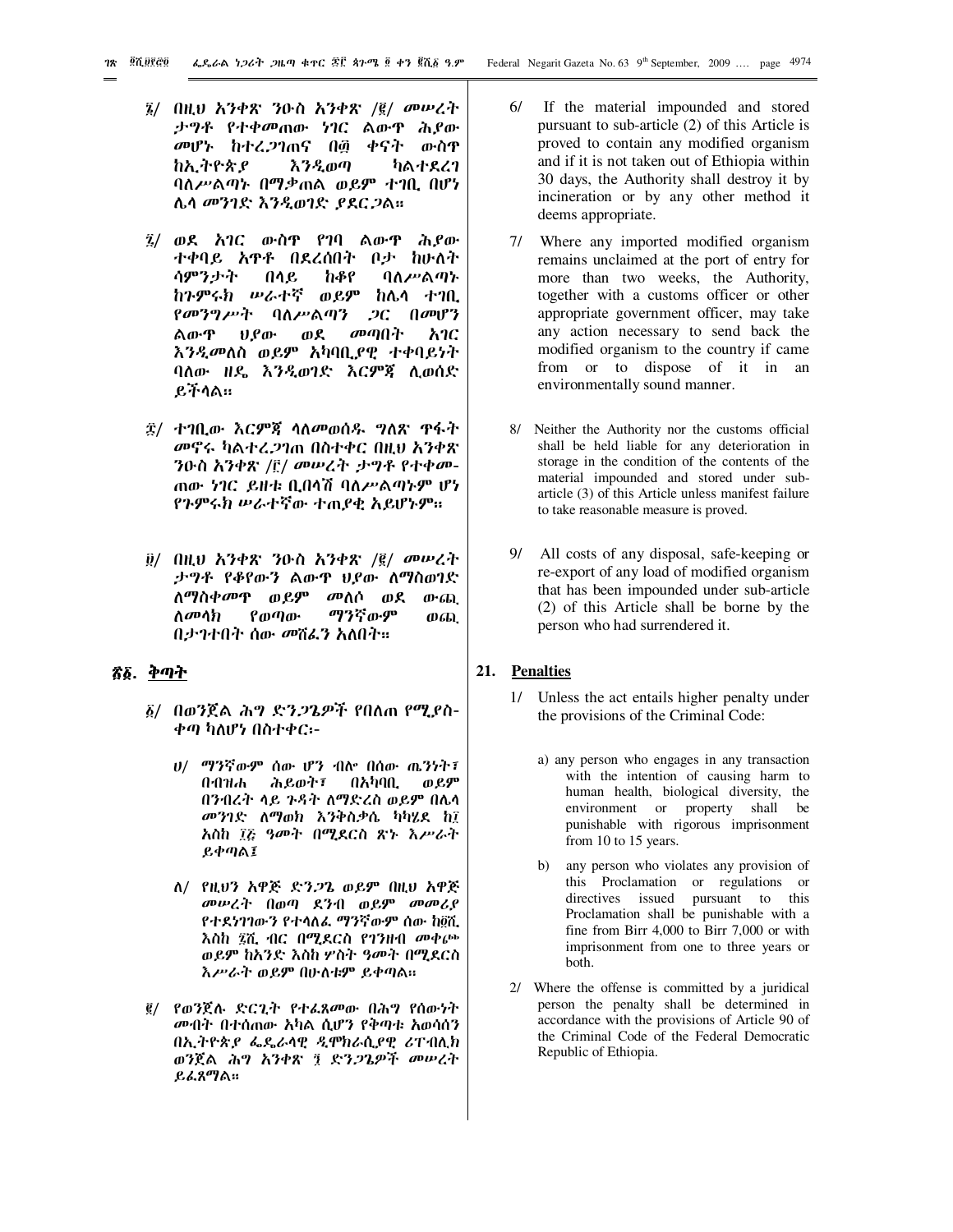፮/ በዚህ አንቀጽ ንዑስ አንቀጽ /፪/ መሠረት ታግቶ የተቀመጠው ነገር ልውጥ ሕያው መሆኑ ከተረጋገጠና በ፴ ቀናት ውስጥ ከኢትዮጵያ እንዲወጣ ካልተደረገ ባለሥልጣኑ በማቃጠል ወይም ተገቢ በሆነ ሌላ መንገድ እንዲወገድ ያደርጋል።

፯/ ወደ አገር ውስጥ የገባ ልውጥ ሕያው ተቀባይ አጥቶ በደረሰበት ቦታ ከሁለት ሳምንታት በላይ ከቆየ ባለሥልጣኑ ከጉምሩክ ሠራተኛ ወይም ከሌላ ተገቢ የመንግሥት ባለሥልጣን ጋር በመሆን ልውጥ ህያው ወደ መጣበት አገር እንዲመለስ ወይም አካባቢያዊ ተቀባይነት ባለው ዘዴ እንዲወገድ እርምጃ ሊወሰድ ይችላል።

፰/ ተገቢው እርምጃ ላለመወሰዱ ግለጽ ጥፋት መኖሩ ካልተረጋገጠ በስተቀር በዚህ አንቀጽ ንዑስ አንቀጽ /፫/ መሠረት ታግቶ የተቀመጠው ነገር ይዘቱ ቢበላሽ ባለሥልጣኑም ሆነ የጉምሩክ ሠራተኛው ተጠያቂ አይሆኑም።

፱/ በዚህ አንቀጽ ንዑስ አንቀጽ /፪/ መሠረት ታግቶ የቆየውን ልውጥ ህያው ለማስወገድ ለማስቀመጥ ወይም መልሶ ወደ ውጪ ለመላክ የወጣው ማንኛውም ወጪ በታገተበት ሰው መሸፈን አለበት።

## ፳፩. ቅጣት

፩/ በወንጀል ሕግ ድንጋጌዎች የበለጠ የሚያስቀጣ ካልሆነ በስተቀር፡-

ሀ/ ማንኛውም ሰው ሆን ብሎ በሰው ጤንነት፣ በብዝሐ ሕይወት፣ በአካባቢ ወይም በንብረት ላይ ጉዳት ለማድረስ ወይም በሌላ መንገድ ለማወክ እንቅስቃሴ ካካሄደ ከ፲ እስከ ፲፭ ዓመት በሚደርስ ጽኑ እሥራት ይቀጣል፤

ለ/ የዚህን አዋጅ ድንጋጌ ወይም በዚህ አዋጅ መሠረት በወጣ ደንብ ወይም መመሪያ የተደነገገውን የተላለፈ ማንኛውም ሰው ከ፬ሺ እስከ ፯ሺ ብር በሚደርስ የገንዘብ መቀጮ ወይም ከአንድ እስከ ሦስት ዓመት በሚደርስ እሥራት ወይም በሁለቱም ይቀጣል።

፪/ የወንጀሉ ድርጊት የተፈጸመው በሕግ የሰውነት መብት በተሰጠው አካል ሲሆን የቅጣቱ አወሳሰን በኢትዮጵያ ፌዴራላዊ ዲሞክራሲያዊ ሪፐብሊክ ወንጀል ሕግ አንቀጽ ፺ ድንጋጌዎች መሠረት ይፈጸማል።

6/ If the material impounded and stored pursuant to sub-article (2) of this Article is proved to contain any modified organism and if it is not taken out of Ethiopia within 30 days, the Authority shall destroy it by incineration or by any other method it deems appropriate.

7/ Where any imported modified organism remains unclaimed at the port of entry for more than two weeks, the Authority, together with a customs officer or other appropriate government officer, may take any action necessary to send back the modified organism to the country if came from or to dispose of it in an environmentally sound manner.

8/ Neither the Authority nor the customs official shall be held liable for any deterioration in storage in the condition of the contents of the material impounded and stored under sub-article (3) of this Article unless manifest failure to take reasonable measure is proved.

9/ All costs of any disposal, safe-keeping or re-export of any load of modified organism that has been impounded under sub-article (2) of this Article shall be borne by the person who had surrendered it.

## 21. Penalties

1/ Unless the act entails higher penalty under the provisions of the Criminal Code:

a) any person who engages in any transaction with the intention of causing harm to human health, biological diversity, the environment or property shall be punishable with rigorous imprisonment from 10 to 15 years.

b) any person who violates any provision of this Proclamation or regulations or directives issued pursuant to this Proclamation shall be punishable with a fine from Birr 4,000 to Birr 7,000 or with imprisonment from one to three years or both.

2/ Where the offense is committed by a juridical person the penalty shall be determined in accordance with the provisions of Article 90 of the Criminal Code of the Federal Democratic Republic of Ethiopia.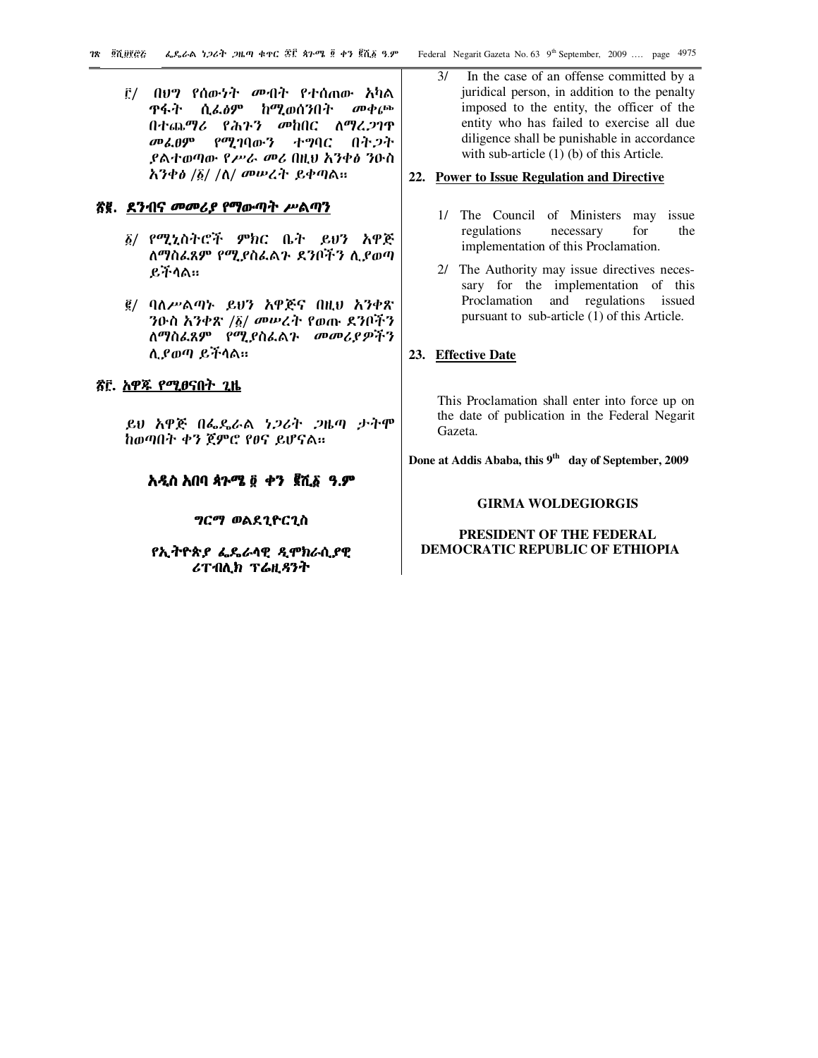፫/ በህግ የሰውነት መብት የተሰጠው አካል ጥፋት ሲፈፅም ከሚወሰንበት መቀጮ በተጨማሪ የሕጉን መከበር ለማረጋገጥ መፈፀም የሚገባውን ተግባር በትጋት ያልተወጣው የሥራ መሪ በዚህ አንቀፅ ንዑስ አንቀፅ /፩/ /ለ/ መሠረት ይቀጣል።

## ፳፪. ደንብና መመሪያ የማውጣት ሥልጣን

፩/ የሚኒስትሮች ምክር ቤት ይህን አዋጅ ለማስፈጸም የሚያስፈልጉ ደንቦችን ሊያወጣ ይችላል።

፪/ ባለሥልጣኑ ይህን አዋጅና በዚህ አንቀጽ ንዑስ አንቀጽ /፩/ መሠረት የወጡ ደንቦችን ለማስፈጸም የሚያስፈልጉ መመሪያዎችን ሊያወጣ ይችላል።

## ፳፫. አዋጁ የሚፀናበት ጊዜ

ይህ አዋጅ በፌዴራል ነጋሪት ጋዜጣ ታትሞ ከወጣበት ቀን ጀምሮ የፀና ይሆናል።

**አዲስ አበባ ጳጉሜ ፬ ቀን ፪ሺ፩ ዓ.ም**

**ግርማ ወልደጊዮርጊስ**

**የኢትዮጵያ ፌዴራላዊ ዲሞክራሲያዊ ሪፐብሊክ ፕሬዚዳንት**

3/ In the case of an offense committed by a juridical person, in addition to the penalty imposed to the entity, the officer of the entity who has failed to exercise all due diligence shall be punishable in accordance with sub-article (1) (b) of this Article.

## 22. Power to Issue Regulation and Directive

1/ The Council of Ministers may issue regulations necessary for the implementation of this Proclamation.

2/ The Authority may issue directives necessary for the implementation of this Proclamation and regulations issued pursuant to sub-article (1) of this Article.

## 23. Effective Date

This Proclamation shall enter into force up on the date of publication in the Federal Negarit Gazeta.

**Done at Addis Ababa, this 9th day of September, 2009**

**GIRMA WOLDEGIORGIS**

**PRESIDENT OF THE FEDERAL DEMOCRATIC REPUBLIC OF ETHIOPIA**